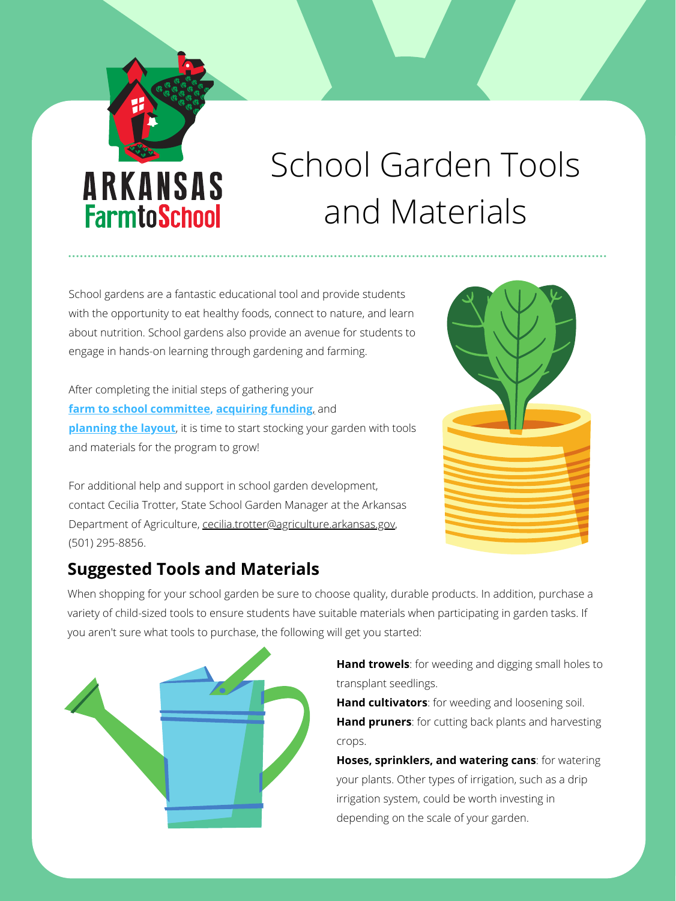ARKANSAS
FarmtoSchool

# School Garden Tools and Materials

School gardens are a fantastic educational tool and provide students with the opportunity to eat healthy foods, connect to nature, and learn about nutrition. School gardens also provide an avenue for students to engage in hands-on learning through gardening and farming.

After completing the initial steps of gathering your **farm to school committee**, **acquiring funding**, and **planning the layout**, it is time to start stocking your garden with tools and materials for the program to grow!

For additional help and support in school garden development, contact Cecilia Trotter, State School Garden Manager at the Arkansas Department of Agriculture, cecilia.trotter@agriculture.arkansas.gov, (501) 295-8856.

## Suggested Tools and Materials

When shopping for your school garden be sure to choose quality, durable products. In addition, purchase a variety of child-sized tools to ensure students have suitable materials when participating in garden tasks. If you aren't sure what tools to purchase, the following will get you started:

**Hand trowels**: for weeding and digging small holes to transplant seedlings.

**Hand cultivators**: for weeding and loosening soil.

**Hand pruners**: for cutting back plants and harvesting crops.

**Hoses, sprinklers, and watering cans**: for watering your plants. Other types of irrigation, such as a drip irrigation system, could be worth investing in depending on the scale of your garden.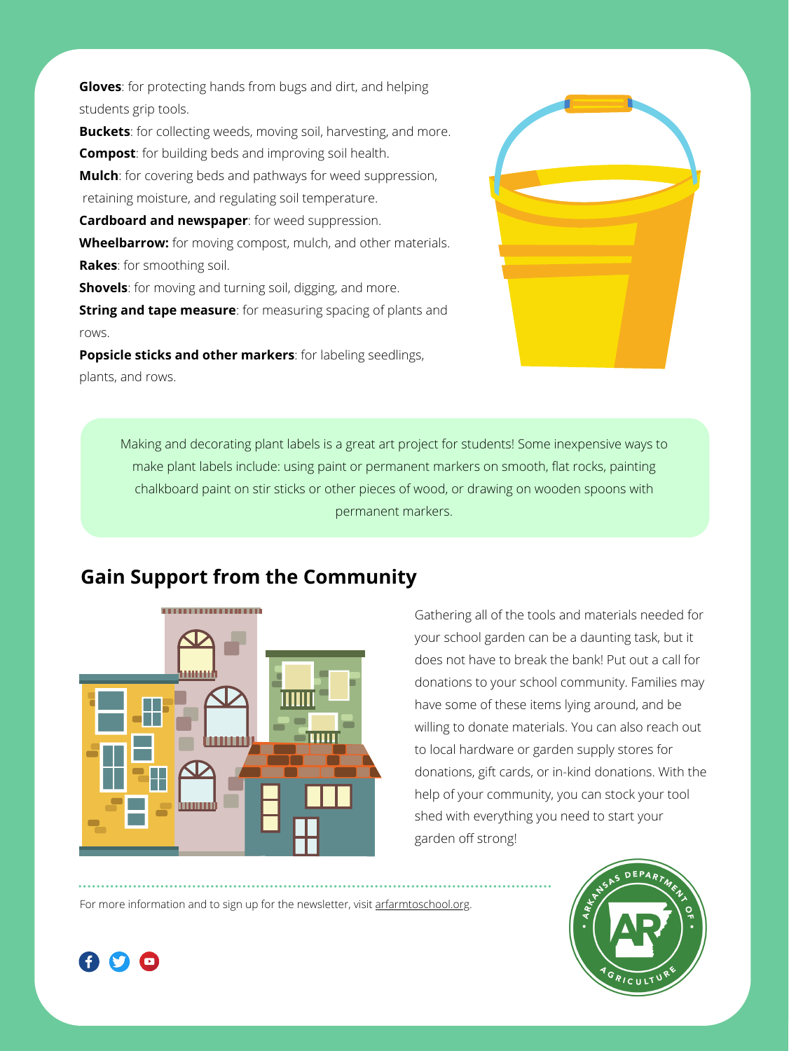**Gloves**: for protecting hands from bugs and dirt, and helping students grip tools.
**Buckets**: for collecting weeds, moving soil, harvesting, and more.
**Compost**: for building beds and improving soil health.
**Mulch**: for covering beds and pathways for weed suppression, retaining moisture, and regulating soil temperature.
**Cardboard and newspaper**: for weed suppression.
**Wheelbarrow:** for moving compost, mulch, and other materials.
**Rakes**: for smoothing soil.
**Shovels**: for moving and turning soil, digging, and more.
**String and tape measure**: for measuring spacing of plants and rows.
**Popsicle sticks and other markers**: for labeling seedlings, plants, and rows.

Making and decorating plant labels is a great art project for students! Some inexpensive ways to make plant labels include: using paint or permanent markers on smooth, flat rocks, painting chalkboard paint on stir sticks or other pieces of wood, or drawing on wooden spoons with permanent markers.

## Gain Support from the Community

Gathering all of the tools and materials needed for your school garden can be a daunting task, but it does not have to break the bank! Put out a call for donations to your school community. Families may have some of these items lying around, and be willing to donate materials. You can also reach out to local hardware or garden supply stores for donations, gift cards, or in-kind donations. With the help of your community, you can stock your tool shed with everything you need to start your garden off strong!

For more information and to sign up for the newsletter, visit arfarmtoschool.org.